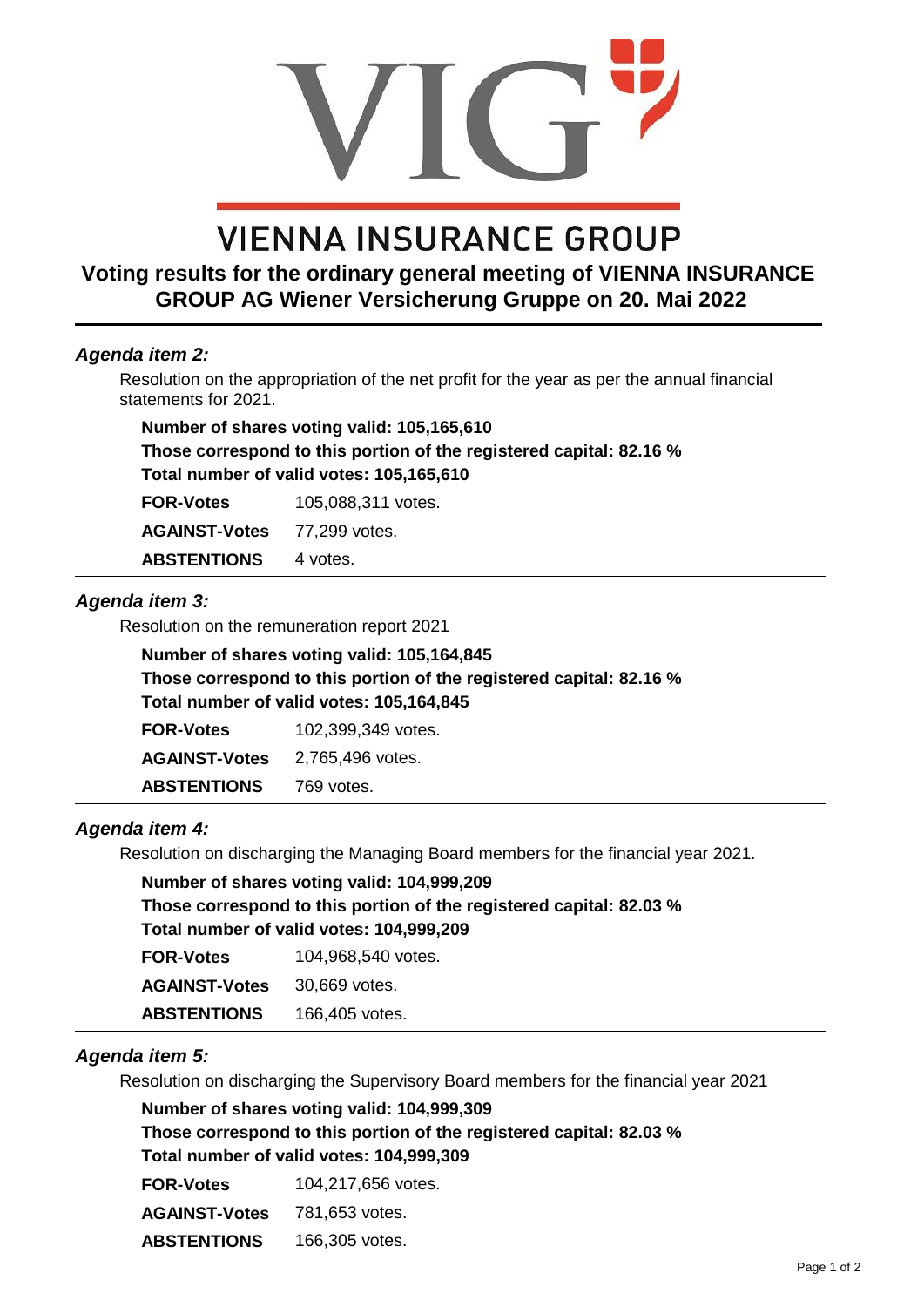# VIENNA INSURANCE GROUP

## Voting results for the ordinary general meeting of VIENNA INSURANCE GROUP AG Wiener Versicherung Gruppe on 20. Mai 2022

---

### *Agenda item 2:*

Resolution on the appropriation of the net profit for the year as per the annual financial statements for 2021.

**Number of shares voting valid: 105,165,610**
**Those correspond to this portion of the registered capital: 82.16 %**
**Total number of valid votes: 105,165,610**

| | |
|---|---|
| **FOR-Votes** | 105,088,311 votes. |
| **AGAINST-Votes** | 77,299 votes. |
| **ABSTENTIONS** | 4 votes. |

---

### *Agenda item 3:*

Resolution on the remuneration report 2021

**Number of shares voting valid: 105,164,845**
**Those correspond to this portion of the registered capital: 82.16 %**
**Total number of valid votes: 105,164,845**

| | |
|---|---|
| **FOR-Votes** | 102,399,349 votes. |
| **AGAINST-Votes** | 2,765,496 votes. |
| **ABSTENTIONS** | 769 votes. |

---

### *Agenda item 4:*

Resolution on discharging the Managing Board members for the financial year 2021.

**Number of shares voting valid: 104,999,209**
**Those correspond to this portion of the registered capital: 82.03 %**
**Total number of valid votes: 104,999,209**

| | |
|---|---|
| **FOR-Votes** | 104,968,540 votes. |
| **AGAINST-Votes** | 30,669 votes. |
| **ABSTENTIONS** | 166,405 votes. |

---

### *Agenda item 5:*

Resolution on discharging the Supervisory Board members for the financial year 2021

**Number of shares voting valid: 104,999,309**
**Those correspond to this portion of the registered capital: 82.03 %**
**Total number of valid votes: 104,999,309**

| | |
|---|---|
| **FOR-Votes** | 104,217,656 votes. |
| **AGAINST-Votes** | 781,653 votes. |
| **ABSTENTIONS** | 166,305 votes. |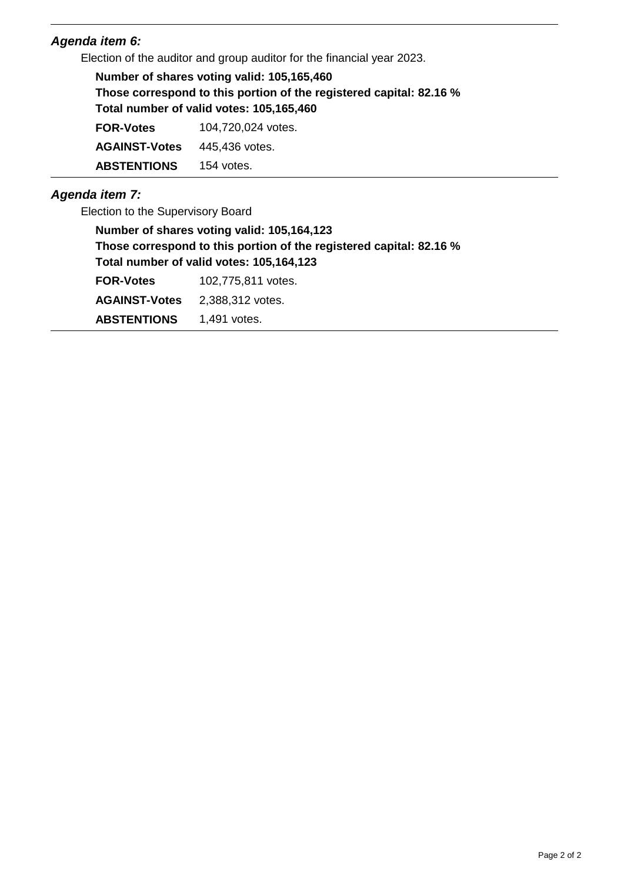***Agenda item 6:***

Election of the auditor and group auditor for the financial year 2023.

**Number of shares voting valid: 105,165,460**
**Those correspond to this portion of the registered capital: 82.16 %**
**Total number of valid votes: 105,165,460**

| | |
|---|---|
| **FOR-Votes** | 104,720,024 votes. |
| **AGAINST-Votes** | 445,436 votes. |
| **ABSTENTIONS** | 154 votes. |

***Agenda item 7:***

Election to the Supervisory Board

**Number of shares voting valid: 105,164,123**
**Those correspond to this portion of the registered capital: 82.16 %**
**Total number of valid votes: 105,164,123**

| | |
|---|---|
| **FOR-Votes** | 102,775,811 votes. |
| **AGAINST-Votes** | 2,388,312 votes. |
| **ABSTENTIONS** | 1,491 votes. |